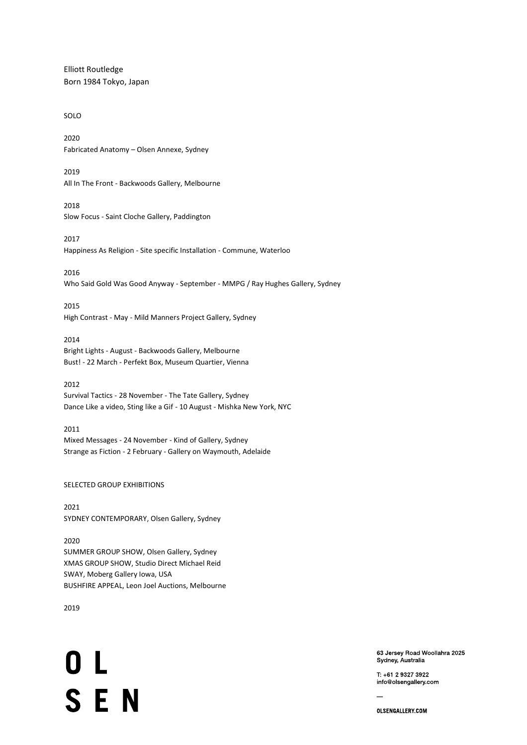Elliott Routledge
Born 1984 Tokyo, Japan

## SOLO

2020
Fabricated Anatomy – Olsen Annexe, Sydney

2019
All In The Front - Backwoods Gallery, Melbourne

2018
Slow Focus - Saint Cloche Gallery, Paddington

2017
Happiness As Religion - Site specific Installation - Commune, Waterloo

2016
Who Said Gold Was Good Anyway - September - MMPG / Ray Hughes Gallery, Sydney

2015
High Contrast - May - Mild Manners Project Gallery, Sydney

2014
Bright Lights - August - Backwoods Gallery, Melbourne
Bust! - 22 March - Perfekt Box, Museum Quartier, Vienna

2012
Survival Tactics - 28 November - The Tate Gallery, Sydney
Dance Like a video, Sting like a Gif - 10 August - Mishka New York, NYC

2011
Mixed Messages - 24 November - Kind of Gallery, Sydney
Strange as Fiction - 2 February - Gallery on Waymouth, Adelaide

## SELECTED GROUP EXHIBITIONS

2021
SYDNEY CONTEMPORARY, Olsen Gallery, Sydney

2020
SUMMER GROUP SHOW, Olsen Gallery, Sydney
XMAS GROUP SHOW, Studio Direct Michael Reid
SWAY, Moberg Gallery Iowa, USA
BUSHFIRE APPEAL, Leon Joel Auctions, Melbourne

2019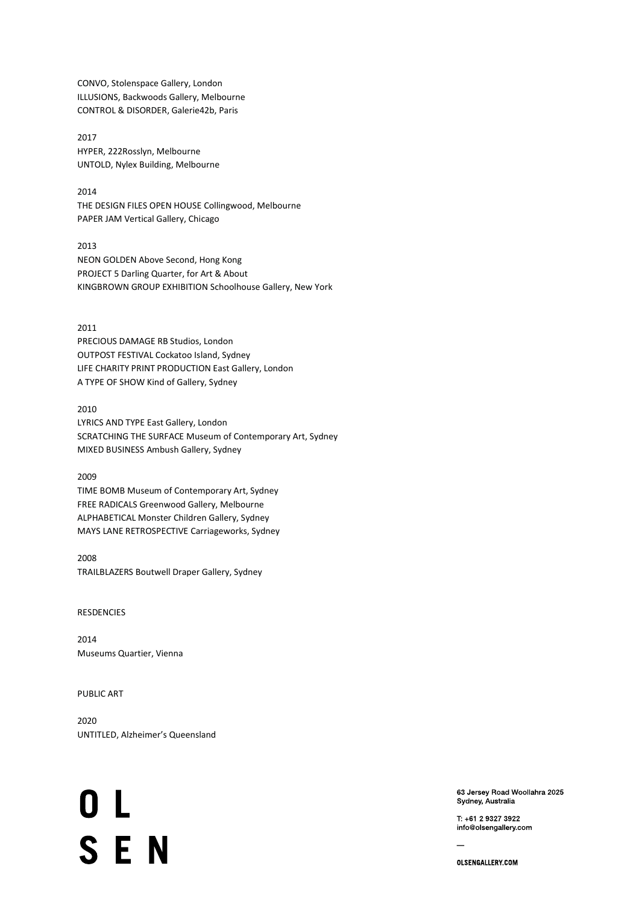CONVO, Stolenspace Gallery, London
ILLUSIONS, Backwoods Gallery, Melbourne
CONTROL & DISORDER, Galerie42b, Paris

2017
HYPER, 222Rosslyn, Melbourne
UNTOLD, Nylex Building, Melbourne

2014
THE DESIGN FILES OPEN HOUSE Collingwood, Melbourne
PAPER JAM Vertical Gallery, Chicago

2013
NEON GOLDEN Above Second, Hong Kong
PROJECT 5 Darling Quarter, for Art & About
KINGBROWN GROUP EXHIBITION Schoolhouse Gallery, New York

2011
PRECIOUS DAMAGE RB Studios, London
OUTPOST FESTIVAL Cockatoo Island, Sydney
LIFE CHARITY PRINT PRODUCTION East Gallery, London
A TYPE OF SHOW Kind of Gallery, Sydney

2010
LYRICS AND TYPE East Gallery, London
SCRATCHING THE SURFACE Museum of Contemporary Art, Sydney
MIXED BUSINESS Ambush Gallery, Sydney

2009
TIME BOMB Museum of Contemporary Art, Sydney
FREE RADICALS Greenwood Gallery, Melbourne
ALPHABETICAL Monster Children Gallery, Sydney
MAYS LANE RETROSPECTIVE Carriageworks, Sydney

2008
TRAILBLAZERS Boutwell Draper Gallery, Sydney

RESDENCIES

2014
Museums Quartier, Vienna

PUBLIC ART

2020
UNTITLED, Alzheimer's Queensland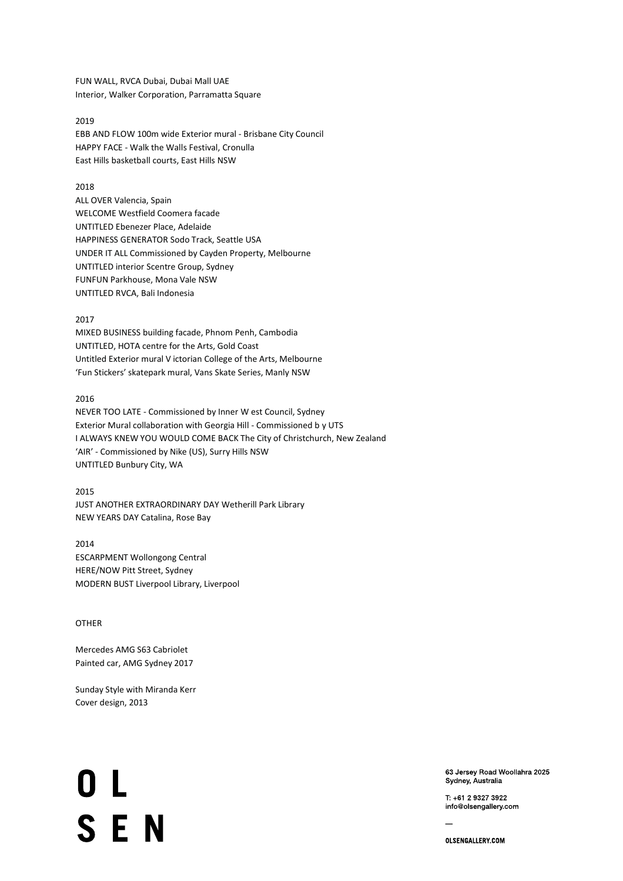FUN WALL, RVCA Dubai, Dubai Mall UAE
Interior, Walker Corporation, Parramatta Square

2019
EBB AND FLOW 100m wide Exterior mural - Brisbane City Council
HAPPY FACE - Walk the Walls Festival, Cronulla
East Hills basketball courts, East Hills NSW

2018
ALL OVER Valencia, Spain
WELCOME Westfield Coomera facade
UNTITLED Ebenezer Place, Adelaide
HAPPINESS GENERATOR Sodo Track, Seattle USA
UNDER IT ALL Commissioned by Cayden Property, Melbourne
UNTITLED interior Scentre Group, Sydney
FUNFUN Parkhouse, Mona Vale NSW
UNTITLED RVCA, Bali Indonesia

2017
MIXED BUSINESS building facade, Phnom Penh, Cambodia
UNTITLED, HOTA centre for the Arts, Gold Coast
Untitled Exterior mural V ictorian College of the Arts, Melbourne
'Fun Stickers' skatepark mural, Vans Skate Series, Manly NSW

2016
NEVER TOO LATE - Commissioned by Inner W est Council, Sydney
Exterior Mural collaboration with Georgia Hill - Commissioned b y UTS
I ALWAYS KNEW YOU WOULD COME BACK The City of Christchurch, New Zealand
'AIR' - Commissioned by Nike (US), Surry Hills NSW
UNTITLED Bunbury City, WA

2015
JUST ANOTHER EXTRAORDINARY DAY Wetherill Park Library
NEW YEARS DAY Catalina, Rose Bay

2014
ESCARPMENT Wollongong Central
HERE/NOW Pitt Street, Sydney
MODERN BUST Liverpool Library, Liverpool

OTHER

Mercedes AMG S63 Cabriolet
Painted car, AMG Sydney 2017

Sunday Style with Miranda Kerr
Cover design, 2013

OL
SEN

63 Jersey Road Woollahra 2025
Sydney, Australia

T: +61 2 9327 3922
info@olsengallery.com

OLSENGALLERY.COM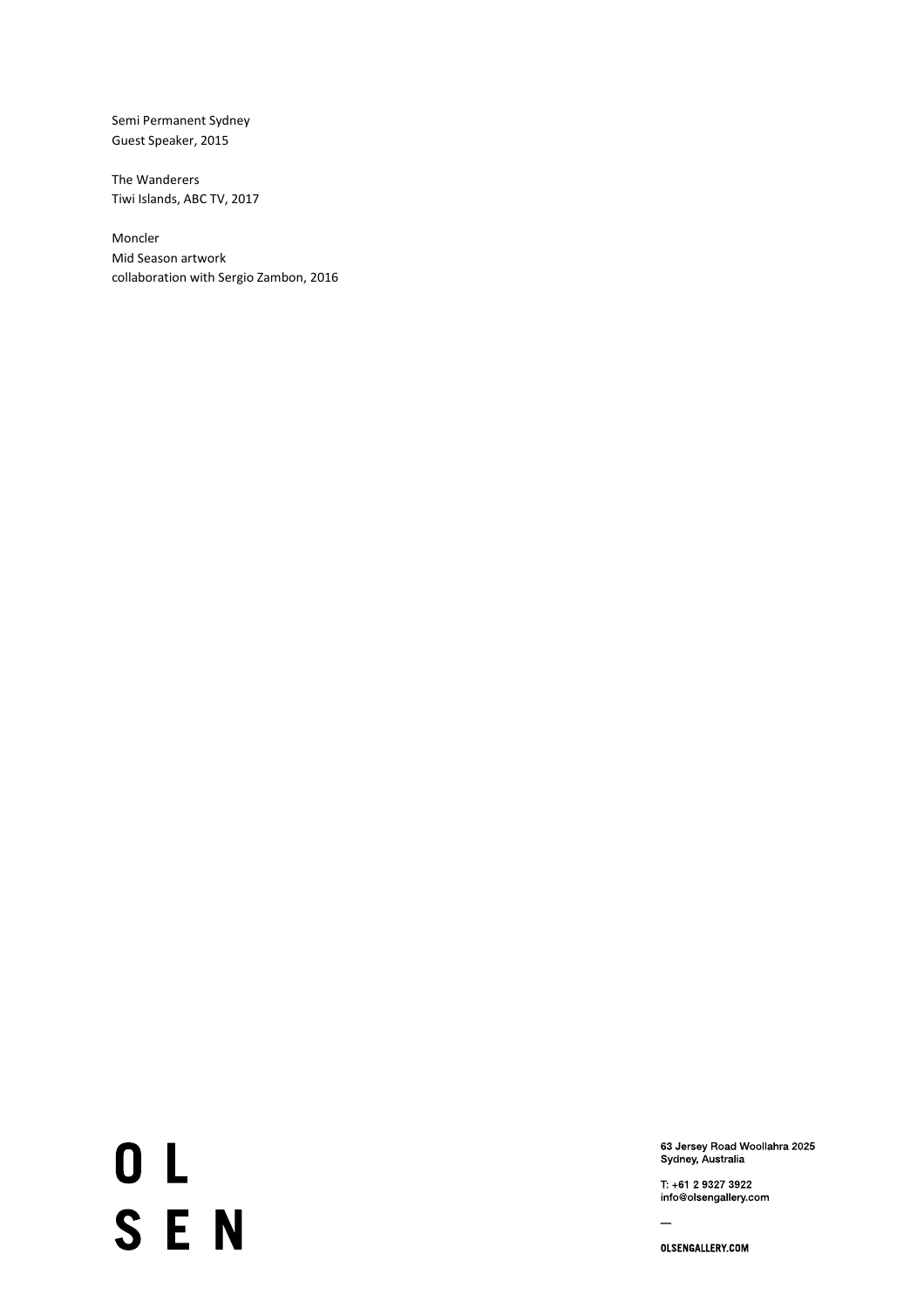Semi Permanent Sydney
Guest Speaker, 2015

The Wanderers
Tiwi Islands, ABC TV, 2017

Moncler
Mid Season artwork
collaboration with Sergio Zambon, 2016